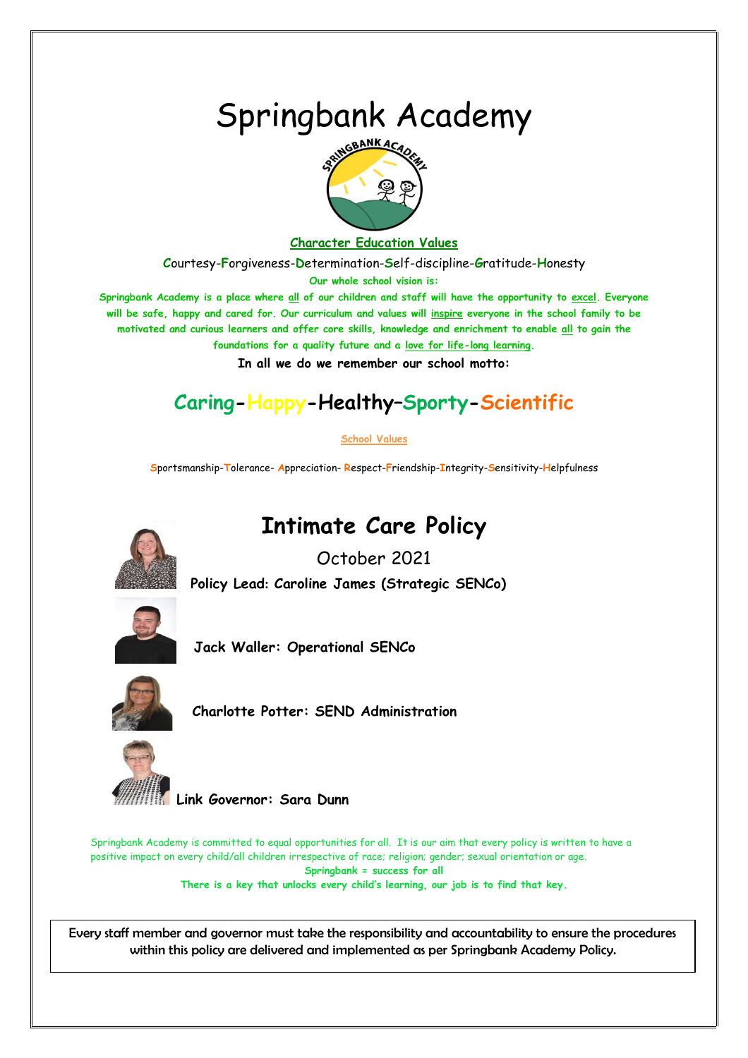# Springbank Academy

**Character Education Values**

Courtesy-Forgiveness-Determination-Self-discipline-Gratitude-Honesty

**Our whole school vision is:**

**Springbank Academy is a place where all of our children and staff will have the opportunity to excel. Everyone will be safe, happy and cared for. Our curriculum and values will inspire everyone in the school family to be motivated and curious learners and offer core skills, knowledge and enrichment to enable all to gain the foundations for a quality future and a love for life-long learning.**

**In all we do we remember our school motto:**

## Caring-Happy-Healthy–Sporty-Scientific

**School Values**

Sportsmanship-Tolerance- Appreciation- Respect-Friendship-Integrity-Sensitivity-Helpfulness

# Intimate Care Policy

October 2021

**Policy Lead: Caroline James (Strategic SENCo)**

**Jack Waller: Operational SENCo**

**Charlotte Potter: SEND Administration**

**Link Governor: Sara Dunn**

Springbank Academy is committed to equal opportunities for all. It is our aim that every policy is written to have a positive impact on every child/all children irrespective of race; religion; gender; sexual orientation or age.

**Springbank = success for all**

**There is a key that unlocks every child's learning, our job is to find that key.**

Every staff member and governor must take the responsibility and accountability to ensure the procedures within this policy are delivered and implemented as per Springbank Academy Policy.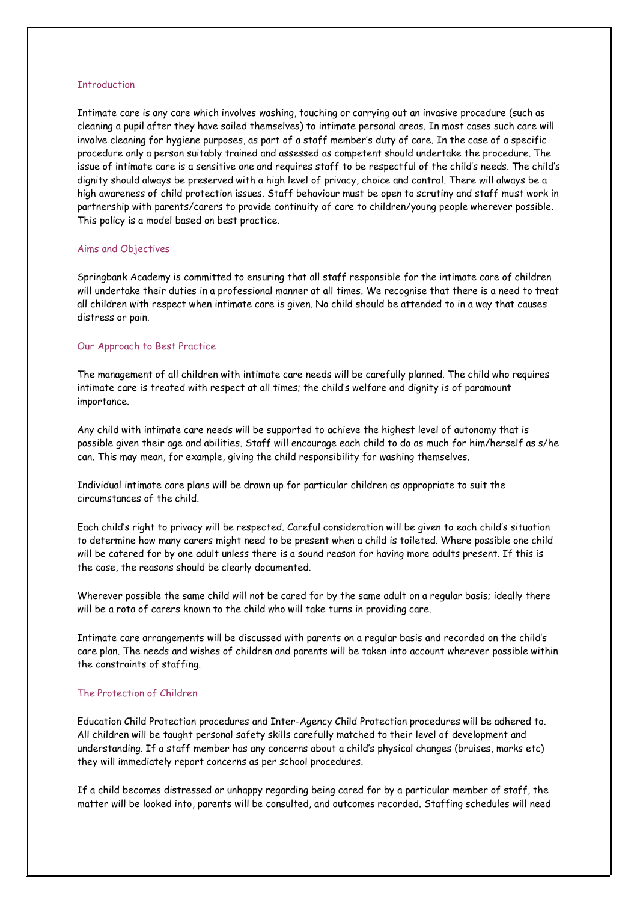## Introduction

Intimate care is any care which involves washing, touching or carrying out an invasive procedure (such as cleaning a pupil after they have soiled themselves) to intimate personal areas. In most cases such care will involve cleaning for hygiene purposes, as part of a staff member's duty of care. In the case of a specific procedure only a person suitably trained and assessed as competent should undertake the procedure. The issue of intimate care is a sensitive one and requires staff to be respectful of the child's needs. The child's dignity should always be preserved with a high level of privacy, choice and control. There will always be a high awareness of child protection issues. Staff behaviour must be open to scrutiny and staff must work in partnership with parents/carers to provide continuity of care to children/young people wherever possible. This policy is a model based on best practice.

## Aims and Objectives

Springbank Academy is committed to ensuring that all staff responsible for the intimate care of children will undertake their duties in a professional manner at all times. We recognise that there is a need to treat all children with respect when intimate care is given. No child should be attended to in a way that causes distress or pain.

## Our Approach to Best Practice

The management of all children with intimate care needs will be carefully planned. The child who requires intimate care is treated with respect at all times; the child's welfare and dignity is of paramount importance.

Any child with intimate care needs will be supported to achieve the highest level of autonomy that is possible given their age and abilities. Staff will encourage each child to do as much for him/herself as s/he can. This may mean, for example, giving the child responsibility for washing themselves.

Individual intimate care plans will be drawn up for particular children as appropriate to suit the circumstances of the child.

Each child's right to privacy will be respected. Careful consideration will be given to each child's situation to determine how many carers might need to be present when a child is toileted. Where possible one child will be catered for by one adult unless there is a sound reason for having more adults present. If this is the case, the reasons should be clearly documented.

Wherever possible the same child will not be cared for by the same adult on a regular basis; ideally there will be a rota of carers known to the child who will take turns in providing care.

Intimate care arrangements will be discussed with parents on a regular basis and recorded on the child's care plan. The needs and wishes of children and parents will be taken into account wherever possible within the constraints of staffing.

## The Protection of Children

Education Child Protection procedures and Inter-Agency Child Protection procedures will be adhered to. All children will be taught personal safety skills carefully matched to their level of development and understanding. If a staff member has any concerns about a child's physical changes (bruises, marks etc) they will immediately report concerns as per school procedures.

If a child becomes distressed or unhappy regarding being cared for by a particular member of staff, the matter will be looked into, parents will be consulted, and outcomes recorded. Staffing schedules will need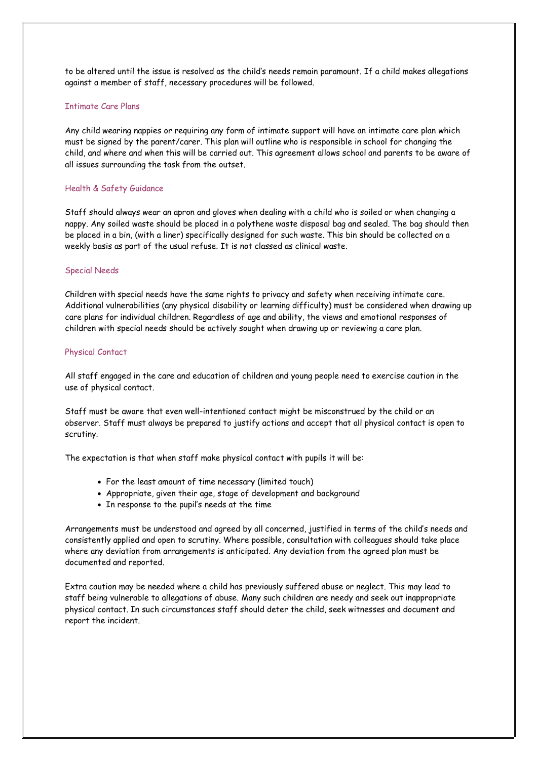to be altered until the issue is resolved as the child's needs remain paramount. If a child makes allegations against a member of staff, necessary procedures will be followed.

## Intimate Care Plans

Any child wearing nappies or requiring any form of intimate support will have an intimate care plan which must be signed by the parent/carer. This plan will outline who is responsible in school for changing the child, and where and when this will be carried out. This agreement allows school and parents to be aware of all issues surrounding the task from the outset.

## Health & Safety Guidance

Staff should always wear an apron and gloves when dealing with a child who is soiled or when changing a nappy. Any soiled waste should be placed in a polythene waste disposal bag and sealed. The bag should then be placed in a bin, (with a liner) specifically designed for such waste. This bin should be collected on a weekly basis as part of the usual refuse. It is not classed as clinical waste.

## Special Needs

Children with special needs have the same rights to privacy and safety when receiving intimate care. Additional vulnerabilities (any physical disability or learning difficulty) must be considered when drawing up care plans for individual children. Regardless of age and ability, the views and emotional responses of children with special needs should be actively sought when drawing up or reviewing a care plan.

## Physical Contact

All staff engaged in the care and education of children and young people need to exercise caution in the use of physical contact.

Staff must be aware that even well-intentioned contact might be misconstrued by the child or an observer. Staff must always be prepared to justify actions and accept that all physical contact is open to scrutiny.

The expectation is that when staff make physical contact with pupils it will be:

- For the least amount of time necessary (limited touch)
- Appropriate, given their age, stage of development and background
- In response to the pupil's needs at the time

Arrangements must be understood and agreed by all concerned, justified in terms of the child's needs and consistently applied and open to scrutiny. Where possible, consultation with colleagues should take place where any deviation from arrangements is anticipated. Any deviation from the agreed plan must be documented and reported.

Extra caution may be needed where a child has previously suffered abuse or neglect. This may lead to staff being vulnerable to allegations of abuse. Many such children are needy and seek out inappropriate physical contact. In such circumstances staff should deter the child, seek witnesses and document and report the incident.